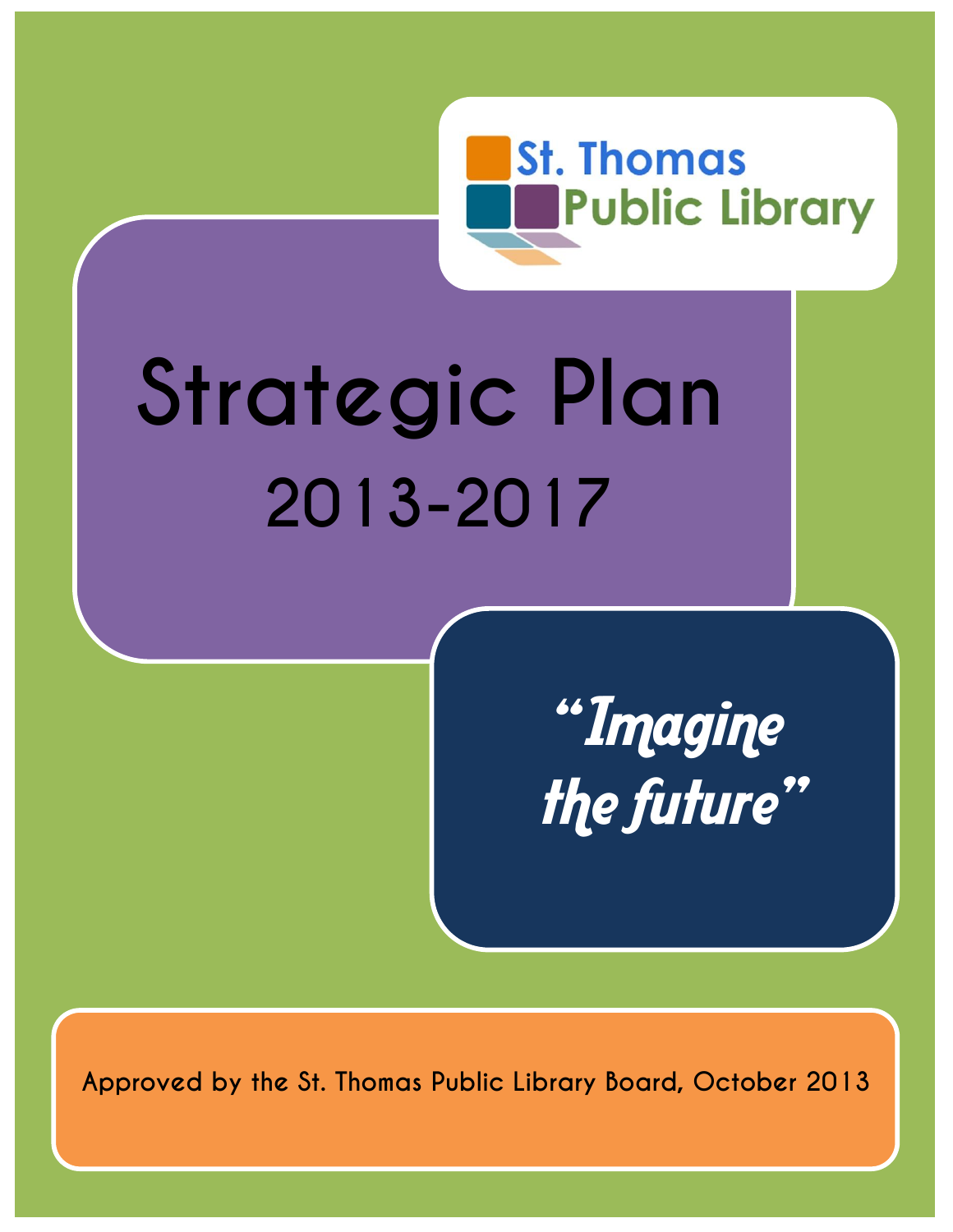St. Thomas Public Library

# Strategic Plan

## 2013-2017

*"Imagine the future"*

Approved by the St. Thomas Public Library Board, October 2013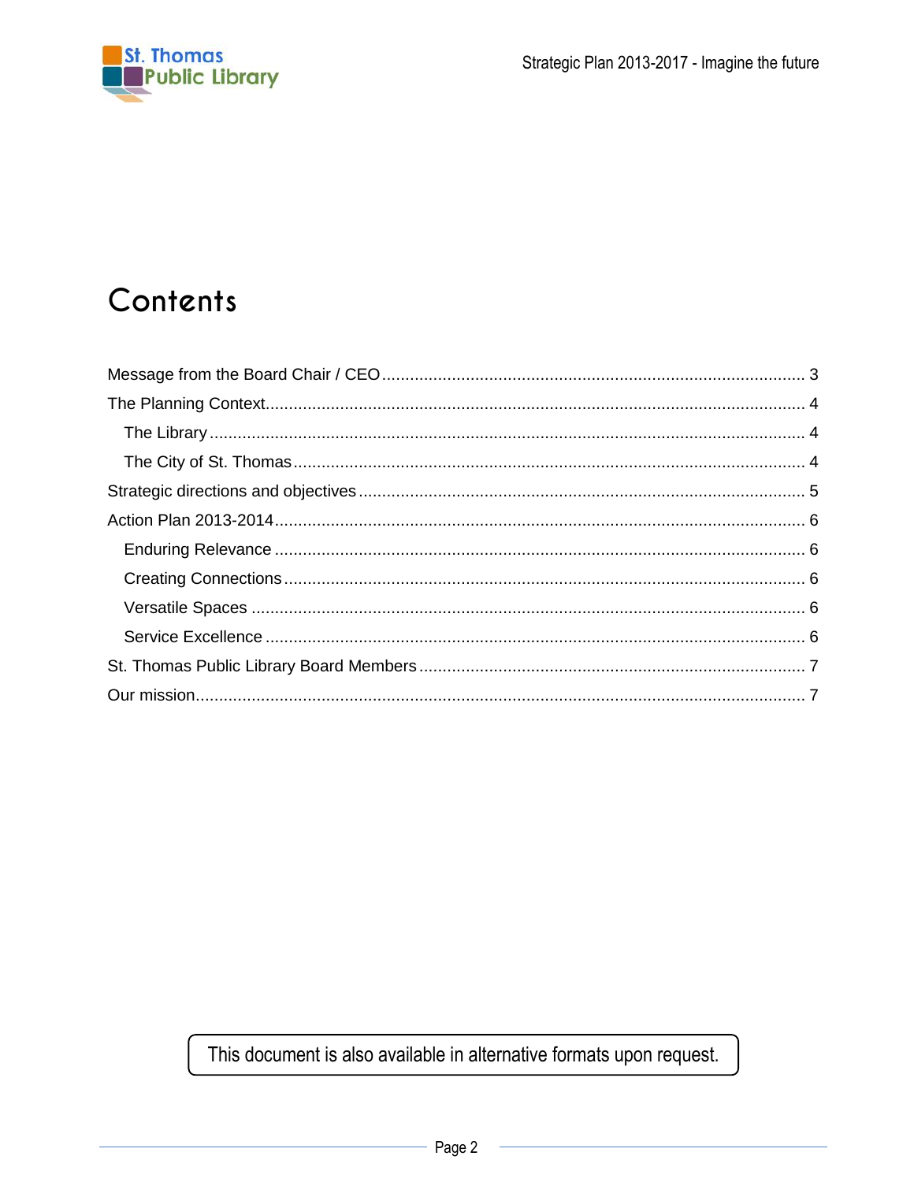# Contents

Message from the Board Chair / CEO .......... 3

The Planning Context .......... 4

- The Library .......... 4
- The City of St. Thomas .......... 4

Strategic directions and objectives .......... 5

Action Plan 2013-2014 .......... 6

- Enduring Relevance .......... 6
- Creating Connections .......... 6
- Versatile Spaces .......... 6
- Service Excellence .......... 6

St. Thomas Public Library Board Members .......... 7

Our mission .......... 7

This document is also available in alternative formats upon request.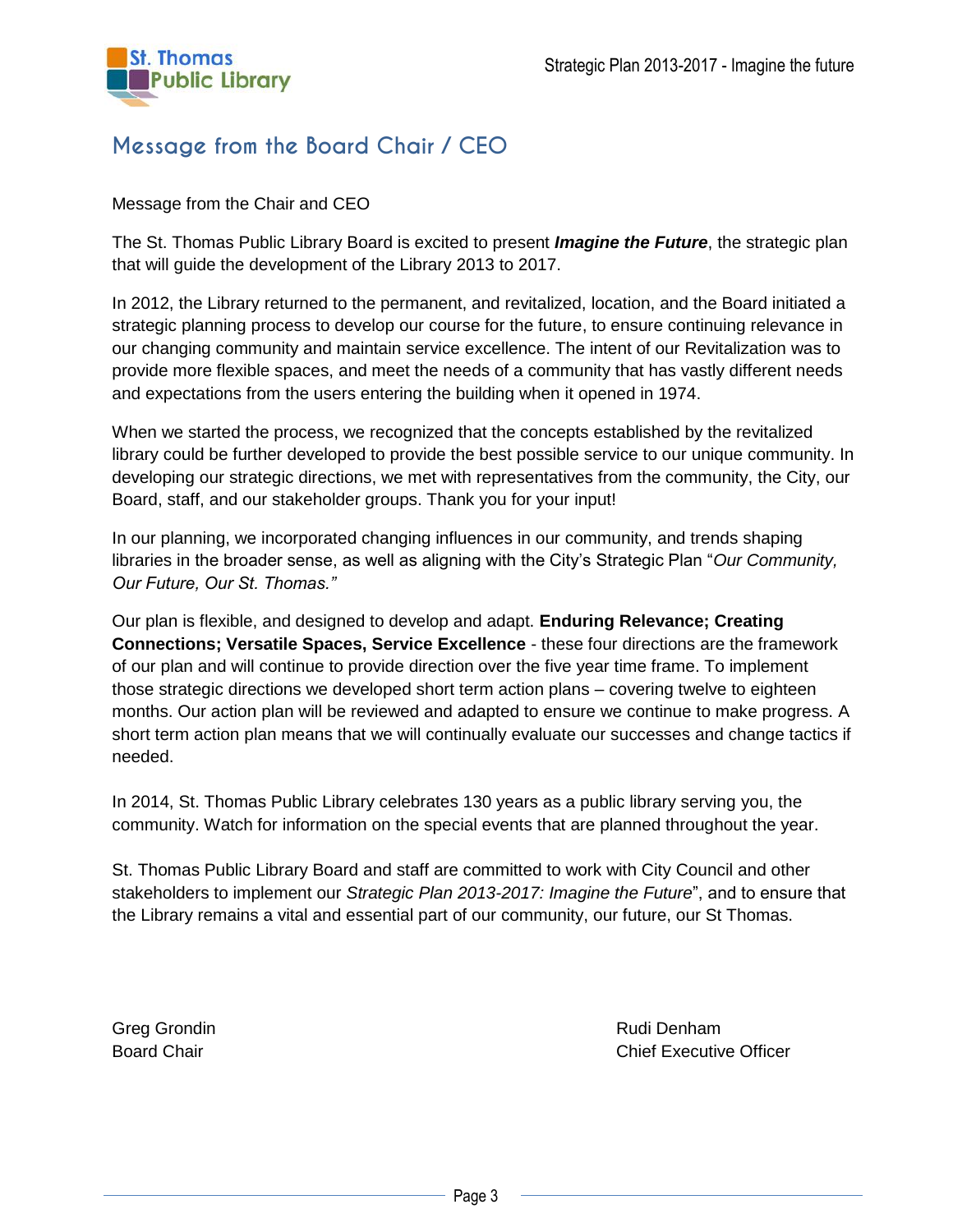## Message from the Board Chair / CEO

Message from the Chair and CEO

The St. Thomas Public Library Board is excited to present ***Imagine the Future***, the strategic plan that will guide the development of the Library 2013 to 2017.

In 2012, the Library returned to the permanent, and revitalized, location, and the Board initiated a strategic planning process to develop our course for the future, to ensure continuing relevance in our changing community and maintain service excellence. The intent of our Revitalization was to provide more flexible spaces, and meet the needs of a community that has vastly different needs and expectations from the users entering the building when it opened in 1974.

When we started the process, we recognized that the concepts established by the revitalized library could be further developed to provide the best possible service to our unique community. In developing our strategic directions, we met with representatives from the community, the City, our Board, staff, and our stakeholder groups. Thank you for your input!

In our planning, we incorporated changing influences in our community, and trends shaping libraries in the broader sense, as well as aligning with the City's Strategic Plan "*Our Community, Our Future, Our St. Thomas."*

Our plan is flexible, and designed to develop and adapt. **Enduring Relevance; Creating Connections; Versatile Spaces, Service Excellence** - these four directions are the framework of our plan and will continue to provide direction over the five year time frame. To implement those strategic directions we developed short term action plans – covering twelve to eighteen months. Our action plan will be reviewed and adapted to ensure we continue to make progress. A short term action plan means that we will continually evaluate our successes and change tactics if needed.

In 2014, St. Thomas Public Library celebrates 130 years as a public library serving you, the community. Watch for information on the special events that are planned throughout the year.

St. Thomas Public Library Board and staff are committed to work with City Council and other stakeholders to implement our *Strategic Plan 2013-2017: Imagine the Future*", and to ensure that the Library remains a vital and essential part of our community, our future, our St Thomas.

Greg Grondin
Board Chair

Rudi Denham
Chief Executive Officer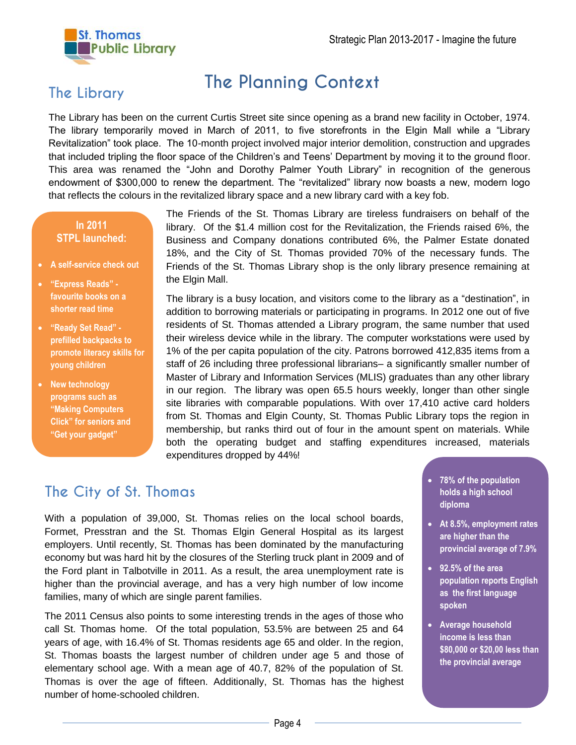# The Planning Context

## The Library

The Library has been on the current Curtis Street site since opening as a brand new facility in October, 1974. The library temporarily moved in March of 2011, to five storefronts in the Elgin Mall while a "Library Revitalization" took place. The 10-month project involved major interior demolition, construction and upgrades that included tripling the floor space of the Children's and Teens' Department by moving it to the ground floor. This area was renamed the "John and Dorothy Palmer Youth Library" in recognition of the generous endowment of $300,000 to renew the department. The "revitalized" library now boasts a new, modern logo that reflects the colours in the revitalized library space and a new library card with a key fob.

**In 2011 STPL launched:**

- **A self-service check out**
- **"Express Reads" - favourite books on a shorter read time**
- **"Ready Set Read" - prefilled backpacks to promote literacy skills for young children**
- **New technology programs such as "Making Computers Click" for seniors and "Get your gadget"**

The Friends of the St. Thomas Library are tireless fundraisers on behalf of the library. Of the $1.4 million cost for the Revitalization, the Friends raised 6%, the Business and Company donations contributed 6%, the Palmer Estate donated 18%, and the City of St. Thomas provided 70% of the necessary funds. The Friends of the St. Thomas Library shop is the only library presence remaining at the Elgin Mall.

The library is a busy location, and visitors come to the library as a "destination", in addition to borrowing materials or participating in programs. In 2012 one out of five residents of St. Thomas attended a Library program, the same number that used their wireless device while in the library. The computer workstations were used by 1% of the per capita population of the city. Patrons borrowed 412,835 items from a staff of 26 including three professional librarians– a significantly smaller number of Master of Library and Information Services (MLIS) graduates than any other library in our region. The library was open 65.5 hours weekly, longer than other single site libraries with comparable populations. With over 17,410 active card holders from St. Thomas and Elgin County, St. Thomas Public Library tops the region in membership, but ranks third out of four in the amount spent on materials. While both the operating budget and staffing expenditures increased, materials expenditures dropped by 44%!

## The City of St. Thomas

With a population of 39,000, St. Thomas relies on the local school boards, Formet, Presstran and the St. Thomas Elgin General Hospital as its largest employers. Until recently, St. Thomas has been dominated by the manufacturing economy but was hard hit by the closures of the Sterling truck plant in 2009 and of the Ford plant in Talbotville in 2011. As a result, the area unemployment rate is higher than the provincial average, and has a very high number of low income families, many of which are single parent families.

The 2011 Census also points to some interesting trends in the ages of those who call St. Thomas home. Of the total population, 53.5% are between 25 and 64 years of age, with 16.4% of St. Thomas residents age 65 and older. In the region, St. Thomas boasts the largest number of children under age 5 and those of elementary school age. With a mean age of 40.7, 82% of the population of St. Thomas is over the age of fifteen. Additionally, St. Thomas has the highest number of home-schooled children.

- **78% of the population holds a high school diploma**
- **At 8.5%, employment rates are higher than the provincial average of 7.9%**
- **92.5% of the area population reports English as the first language spoken**
- **Average household income is less than $80,000 or $20,00 less than the provincial average**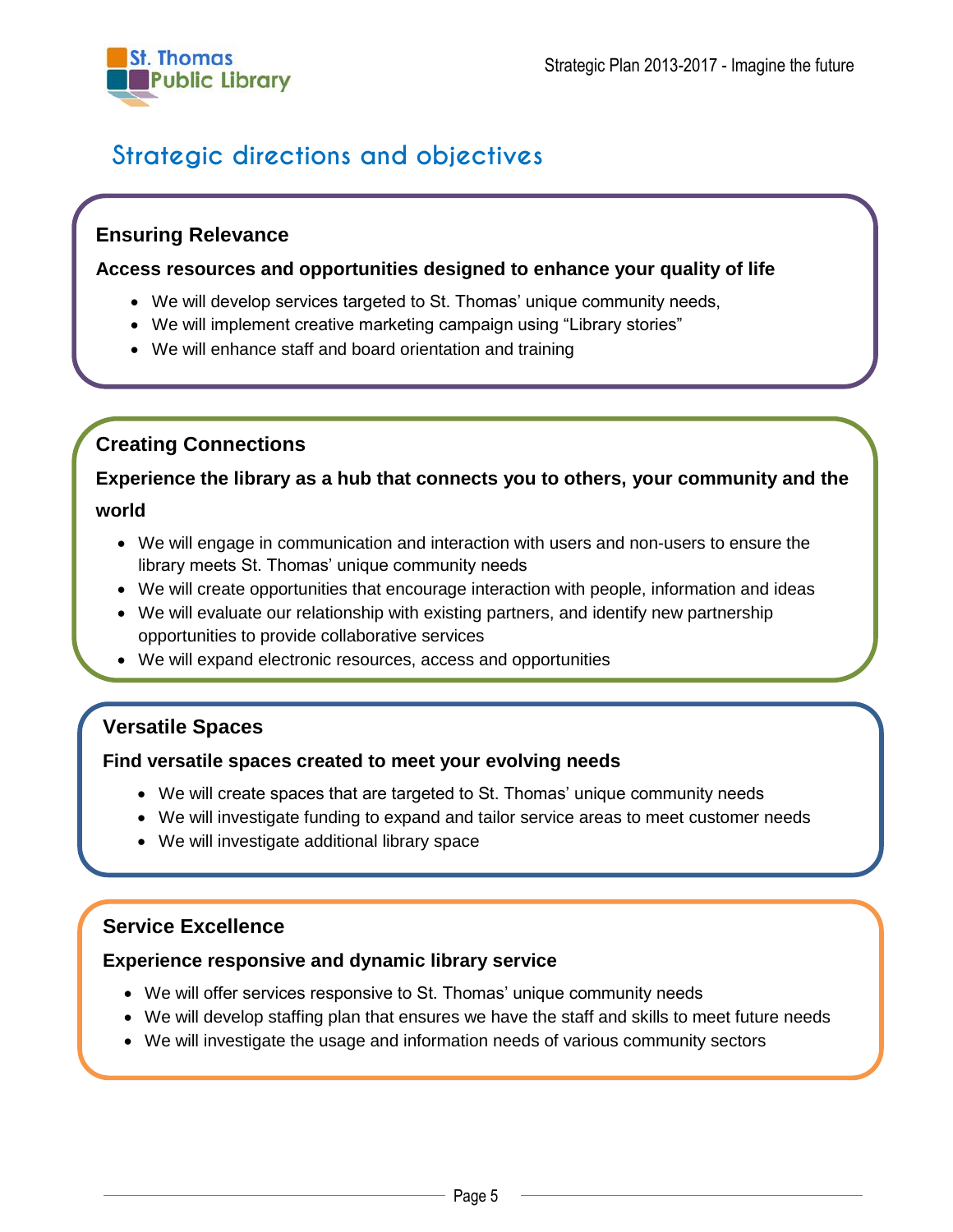## Strategic directions and objectives

### Ensuring Relevance

**Access resources and opportunities designed to enhance your quality of life**

- We will develop services targeted to St. Thomas' unique community needs,
- We will implement creative marketing campaign using "Library stories"
- We will enhance staff and board orientation and training

### Creating Connections

**Experience the library as a hub that connects you to others, your community and the world**

- We will engage in communication and interaction with users and non-users to ensure the library meets St. Thomas' unique community needs
- We will create opportunities that encourage interaction with people, information and ideas
- We will evaluate our relationship with existing partners, and identify new partnership opportunities to provide collaborative services
- We will expand electronic resources, access and opportunities

### Versatile Spaces

**Find versatile spaces created to meet your evolving needs**

- We will create spaces that are targeted to St. Thomas' unique community needs
- We will investigate funding to expand and tailor service areas to meet customer needs
- We will investigate additional library space

### Service Excellence

**Experience responsive and dynamic library service**

- We will offer services responsive to St. Thomas' unique community needs
- We will develop staffing plan that ensures we have the staff and skills to meet future needs
- We will investigate the usage and information needs of various community sectors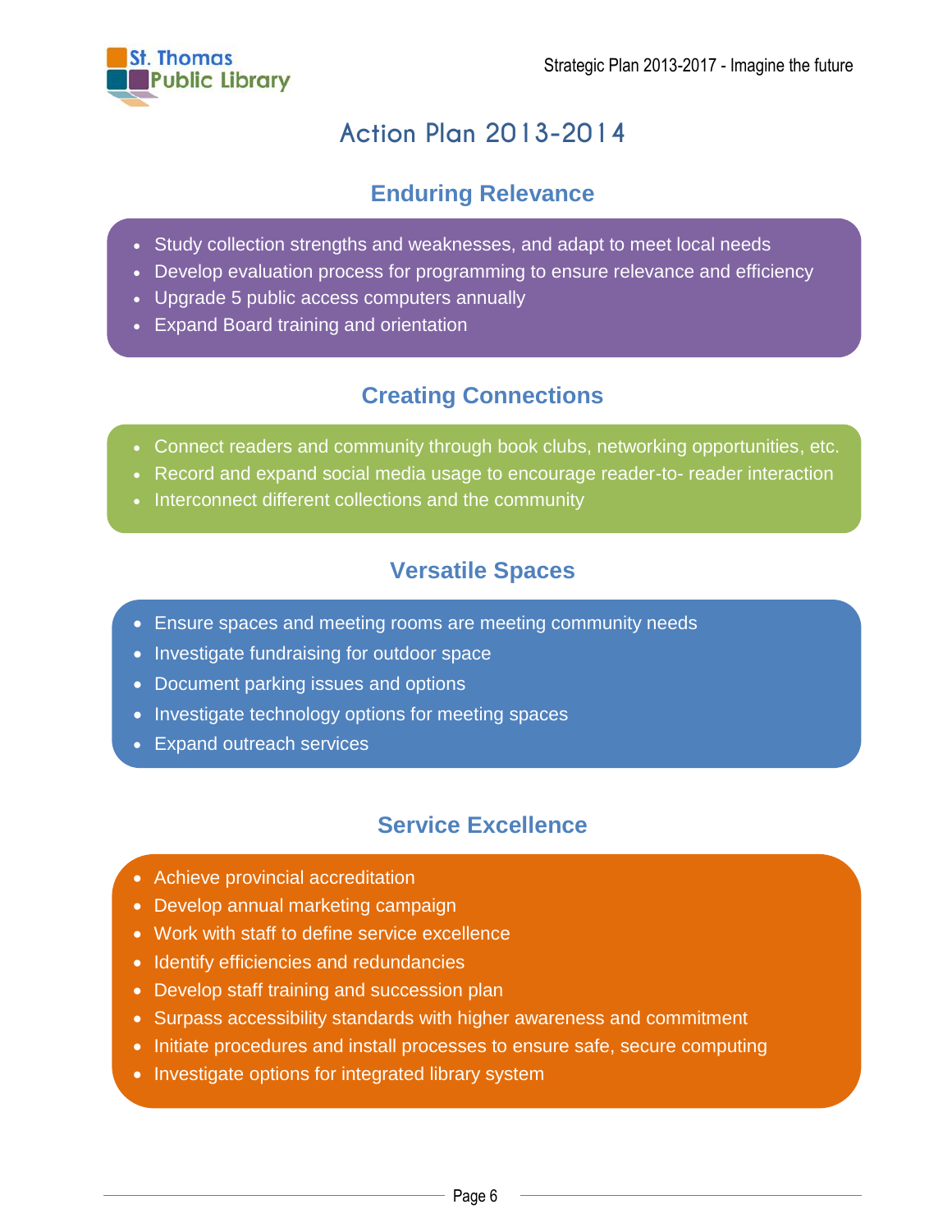# Action Plan 2013-2014

## Enduring Relevance

- Study collection strengths and weaknesses, and adapt to meet local needs
- Develop evaluation process for programming to ensure relevance and efficiency
- Upgrade 5 public access computers annually
- Expand Board training and orientation

## Creating Connections

- Connect readers and community through book clubs, networking opportunities, etc.
- Record and expand social media usage to encourage reader-to- reader interaction
- Interconnect different collections and the community

## Versatile Spaces

- Ensure spaces and meeting rooms are meeting community needs
- Investigate fundraising for outdoor space
- Document parking issues and options
- Investigate technology options for meeting spaces
- Expand outreach services

## Service Excellence

- Achieve provincial accreditation
- Develop annual marketing campaign
- Work with staff to define service excellence
- Identify efficiencies and redundancies
- Develop staff training and succession plan
- Surpass accessibility standards with higher awareness and commitment
- Initiate procedures and install processes to ensure safe, secure computing
- Investigate options for integrated library system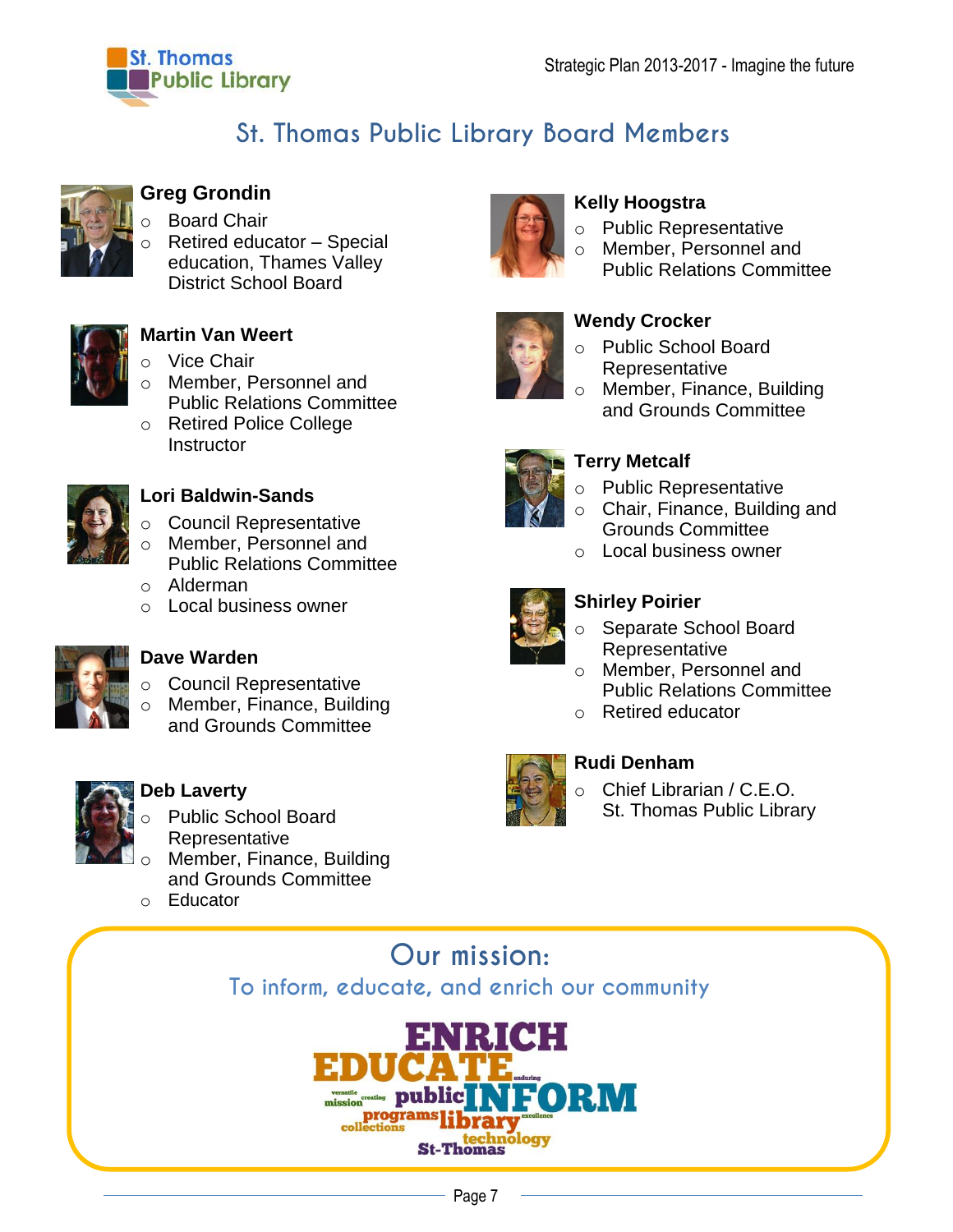# St. Thomas Public Library Board Members

### Greg Grondin
- Board Chair
- Retired educator – Special education, Thames Valley District School Board

### Martin Van Weert
- Vice Chair
- Member, Personnel and Public Relations Committee
- Retired Police College Instructor

### Lori Baldwin-Sands
- Council Representative
- Member, Personnel and Public Relations Committee
- Alderman
- Local business owner

### Dave Warden
- Council Representative
- Member, Finance, Building and Grounds Committee

### Deb Laverty
- Public School Board Representative
- Member, Finance, Building and Grounds Committee
- Educator

### Kelly Hoogstra
- Public Representative
- Member, Personnel and Public Relations Committee

### Wendy Crocker
- Public School Board Representative
- Member, Finance, Building and Grounds Committee

### Terry Metcalf
- Public Representative
- Chair, Finance, Building and Grounds Committee
- Local business owner

### Shirley Poirier
- Separate School Board Representative
- Member, Personnel and Public Relations Committee
- Retired educator

### Rudi Denham
- Chief Librarian / C.E.O. St. Thomas Public Library

## Our mission:

To inform, educate, and enrich our community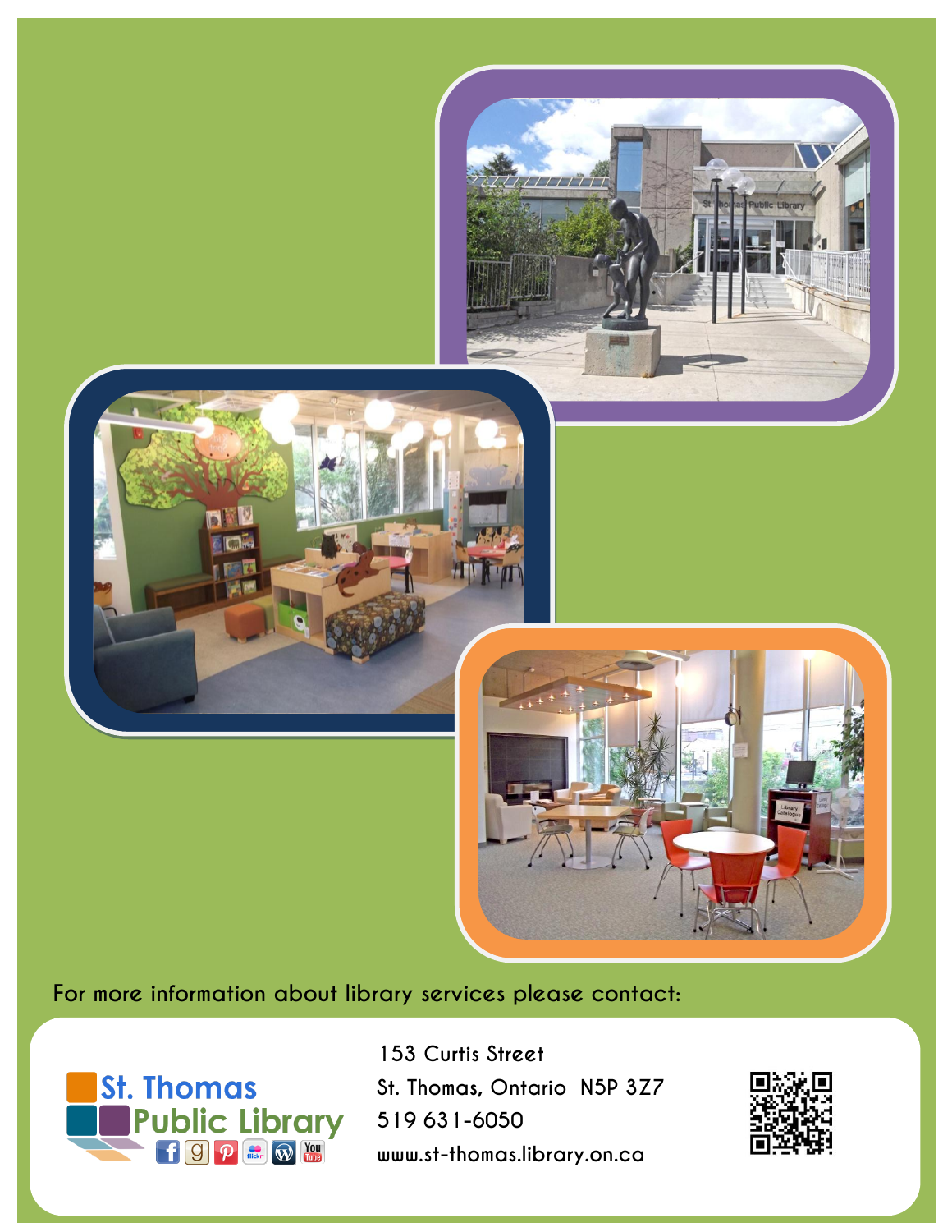For more information about library services please contact:

St. Thomas Public Library

153 Curtis Street
St. Thomas, Ontario N5P 3Z7
519 631-6050
www.st-thomas.library.on.ca